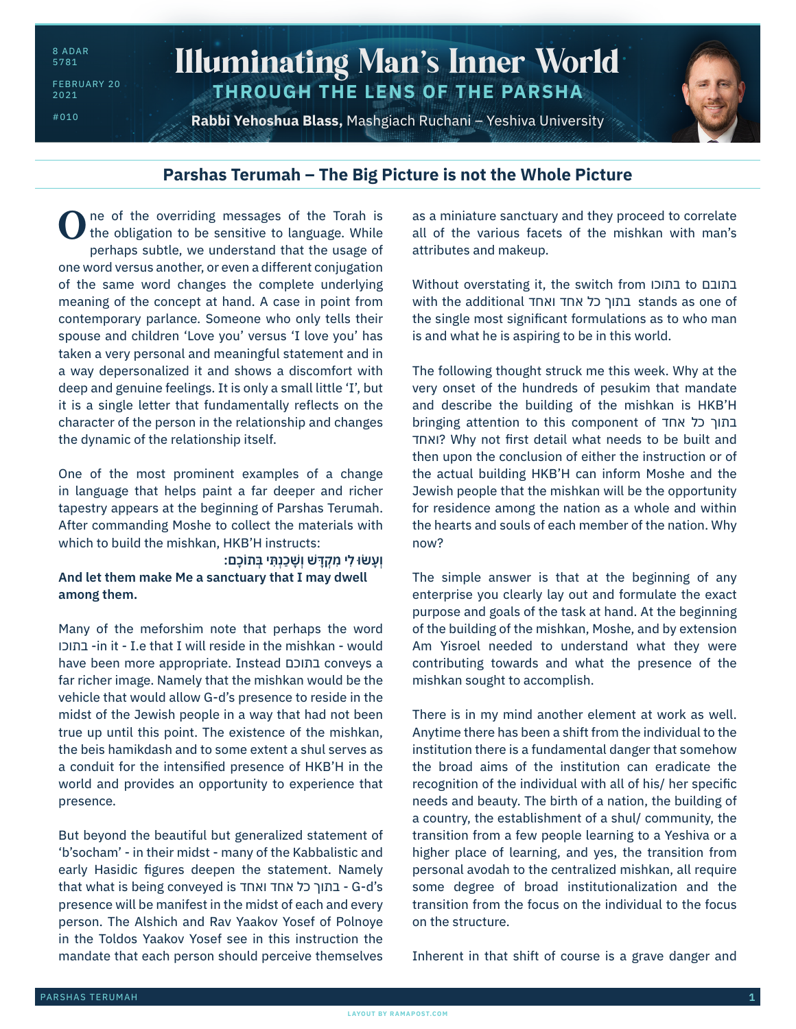8 ADAR 5781

FEBRUARY 20 2021

#010

# Illuminating Man's Inner World

## THROUGH THE LENS OF THE PARSHA

**Rabbi Yehoshua Blass,** Mashgiach Ruchani – Yeshiva University

## Parshas Terumah – The Big Picture is not the Whole Picture

One of the overriding messages of the Torah is the obligation to be sensitive to language. While perhaps subtle, we understand that the usage of one word versus another, or even a different conjugation of the same word changes the complete underlying meaning of the concept at hand. A case in point from contemporary parlance. Someone who only tells their spouse and children 'Love you' versus 'I love you' has taken a very personal and meaningful statement and in a way depersonalized it and shows a discomfort with deep and genuine feelings. It is only a small little 'I', but it is a single letter that fundamentally reflects on the character of the person in the relationship and changes the dynamic of the relationship itself.

One of the most prominent examples of a change in language that helps paint a far deeper and richer tapestry appears at the beginning of Parshas Terumah. After commanding Moshe to collect the materials with which to build the mishkan, HKB'H instructs:

**וְעָשׂוּ לִי מִקְדָּשׁ וְשָׁכַנְתִּי בְּתוֹכָם:**

**And let them make Me a sanctuary that I may dwell among them.**

Many of the meforshim note that perhaps the word בתוכו -in it - I.e that I will reside in the mishkan - would have been more appropriate. Instead בתוכם conveys a far richer image. Namely that the mishkan would be the vehicle that would allow G-d's presence to reside in the midst of the Jewish people in a way that had not been true up until this point. The existence of the mishkan, the beis hamikdash and to some extent a shul serves as a conduit for the intensified presence of HKB'H in the world and provides an opportunity to experience that presence.

But beyond the beautiful but generalized statement of 'b'socham' - in their midst - many of the Kabbalistic and early Hasidic figures deepen the statement. Namely that what is being conveyed is בתוך כל אחד ואחד - G-d's presence will be manifest in the midst of each and every person. The Alshich and Rav Yaakov Yosef of Polnoye in the Toldos Yaakov Yosef see in this instruction the mandate that each person should perceive themselves as a miniature sanctuary and they proceed to correlate all of the various facets of the mishkan with man's attributes and makeup.

Without overstating it, the switch from בתוכו to בתובם with the additional בתוך כל אחד ואחד stands as one of the single most significant formulations as to who man is and what he is aspiring to be in this world.

The following thought struck me this week. Why at the very onset of the hundreds of pesukim that mandate and describe the building of the mishkan is HKB'H bringing attention to this component of בתוך כל אחד ואחד? Why not first detail what needs to be built and then upon the conclusion of either the instruction or of the actual building HKB'H can inform Moshe and the Jewish people that the mishkan will be the opportunity for residence among the nation as a whole and within the hearts and souls of each member of the nation. Why now?

The simple answer is that at the beginning of any enterprise you clearly lay out and formulate the exact purpose and goals of the task at hand. At the beginning of the building of the mishkan, Moshe, and by extension Am Yisroel needed to understand what they were contributing towards and what the presence of the mishkan sought to accomplish.

There is in my mind another element at work as well. Anytime there has been a shift from the individual to the institution there is a fundamental danger that somehow the broad aims of the institution can eradicate the recognition of the individual with all of his/ her specific needs and beauty. The birth of a nation, the building of a country, the establishment of a shul/ community, the transition from a few people learning to a Yeshiva or a higher place of learning, and yes, the transition from personal avodah to the centralized mishkan, all require some degree of broad institutionalization and the transition from the focus on the individual to the focus on the structure.

Inherent in that shift of course is a grave danger and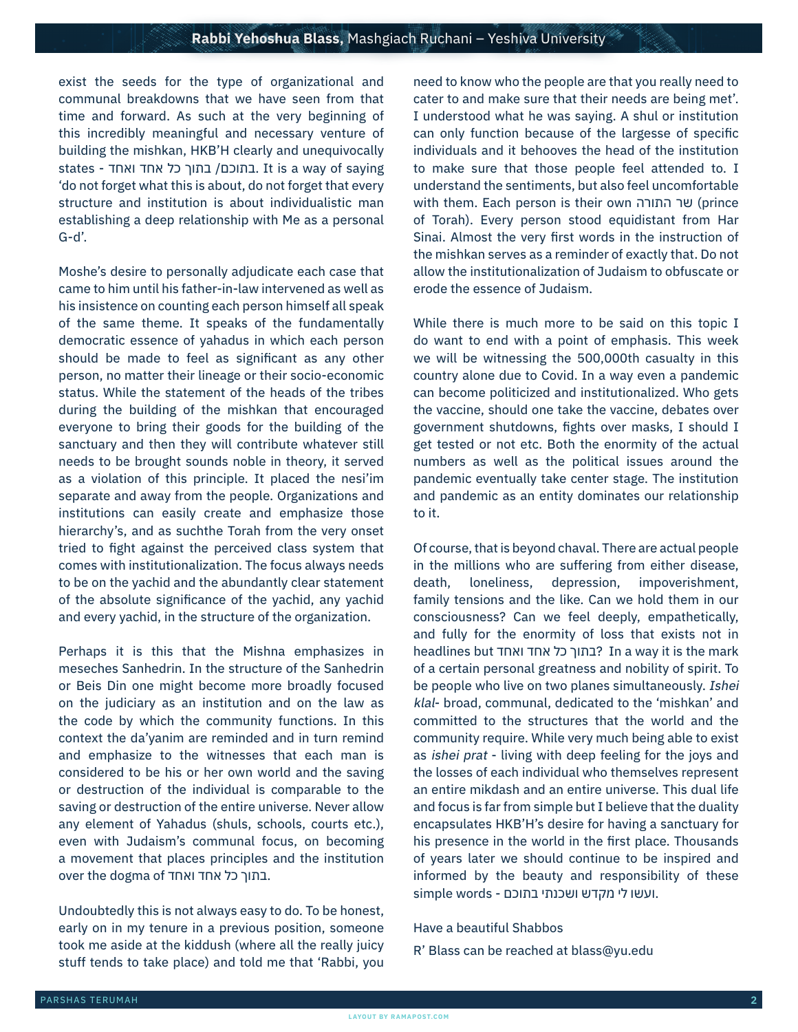exist the seeds for the type of organizational and communal breakdowns that we have seen from that time and forward. As such at the very beginning of this incredibly meaningful and necessary venture of building the mishkan, HKB'H clearly and unequivocally states - בתוכם/ בתוך כל אחד ואחד. It is a way of saying 'do not forget what this is about, do not forget that every structure and institution is about individualistic man establishing a deep relationship with Me as a personal G-d'.

Moshe's desire to personally adjudicate each case that came to him until his father-in-law intervened as well as his insistence on counting each person himself all speak of the same theme. It speaks of the fundamentally democratic essence of yahadus in which each person should be made to feel as significant as any other person, no matter their lineage or their socio-economic status. While the statement of the heads of the tribes during the building of the mishkan that encouraged everyone to bring their goods for the building of the sanctuary and then they will contribute whatever still needs to be brought sounds noble in theory, it served as a violation of this principle. It placed the nesi'im separate and away from the people. Organizations and institutions can easily create and emphasize those hierarchy's, and as suchthe Torah from the very onset tried to fight against the perceived class system that comes with institutionalization. The focus always needs to be on the yachid and the abundantly clear statement of the absolute significance of the yachid, any yachid and every yachid, in the structure of the organization.

Perhaps it is this that the Mishna emphasizes in meseches Sanhedrin. In the structure of the Sanhedrin or Beis Din one might become more broadly focused on the judiciary as an institution and on the law as the code by which the community functions. In this context the da'yanim are reminded and in turn remind and emphasize to the witnesses that each man is considered to be his or her own world and the saving or destruction of the individual is comparable to the saving or destruction of the entire universe. Never allow any element of Yahadus (shuls, schools, courts etc.), even with Judaism's communal focus, on becoming a movement that places principles and the institution over the dogma of בתוך כל אחד ואחד.

Undoubtedly this is not always easy to do. To be honest, early on in my tenure in a previous position, someone took me aside at the kiddush (where all the really juicy stuff tends to take place) and told me that 'Rabbi, you need to know who the people are that you really need to cater to and make sure that their needs are being met'. I understood what he was saying. A shul or institution can only function because of the largesse of specific individuals and it behooves the head of the institution to make sure that those people feel attended to. I understand the sentiments, but also feel uncomfortable with them. Each person is their own שר התורה (prince of Torah). Every person stood equidistant from Har Sinai. Almost the very first words in the instruction of the mishkan serves as a reminder of exactly that. Do not allow the institutionalization of Judaism to obfuscate or erode the essence of Judaism.

While there is much more to be said on this topic I do want to end with a point of emphasis. This week we will be witnessing the 500,000th casualty in this country alone due to Covid. In a way even a pandemic can become politicized and institutionalized. Who gets the vaccine, should one take the vaccine, debates over government shutdowns, fights over masks, I should I get tested or not etc. Both the enormity of the actual numbers as well as the political issues around the pandemic eventually take center stage. The institution and pandemic as an entity dominates our relationship to it.

Of course, that is beyond chaval. There are actual people in the millions who are suffering from either disease, death, loneliness, depression, impoverishment, family tensions and the like. Can we hold them in our consciousness? Can we feel deeply, empathetically, and fully for the enormity of loss that exists not in headlines but בתוך כל אחד ואחד? In a way it is the mark of a certain personal greatness and nobility of spirit. To be people who live on two planes simultaneously. *Ishei klal*- broad, communal, dedicated to the 'mishkan' and committed to the structures that the world and the community require. While very much being able to exist as *ishei prat* - living with deep feeling for the joys and the losses of each individual who themselves represent an entire mikdash and an entire universe. This dual life and focus is far from simple but I believe that the duality encapsulates HKB'H's desire for having a sanctuary for his presence in the world in the first place. Thousands of years later we should continue to be inspired and informed by the beauty and responsibility of these simple words - ועשו לי מקדש ושכנתי בתוכם.

Have a beautiful Shabbos

R' Blass can be reached at blass@yu.edu